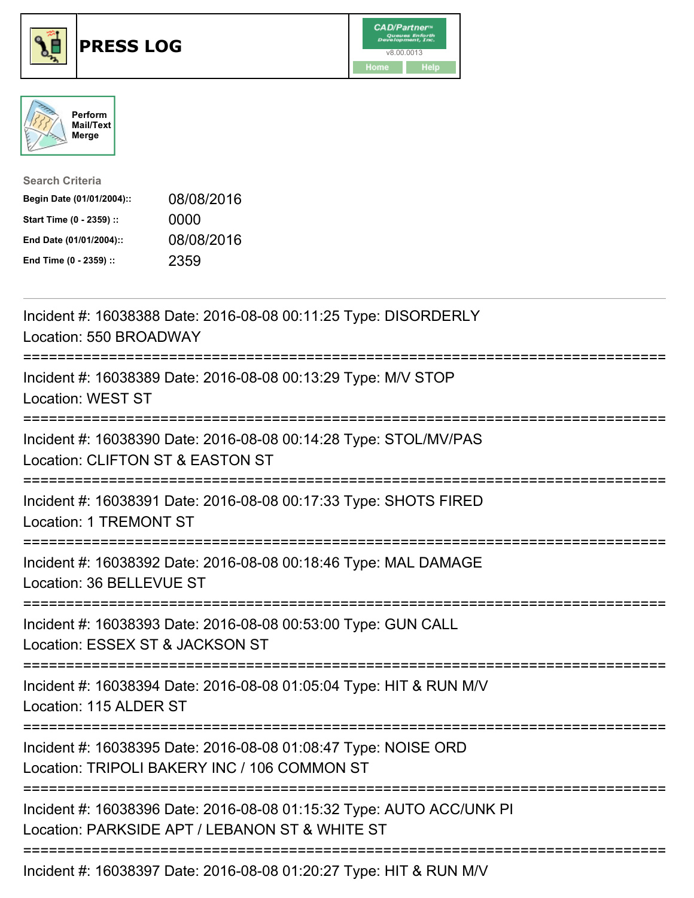# PRESS LOG

Perform Mail/Text Merge

**Search Criteria**

| | |
|---|---|
| Begin Date (01/01/2004):: | 08/08/2016 |
| Start Time (0 - 2359) :: | 0000 |
| End Date (01/01/2004):: | 08/08/2016 |
| End Time (0 - 2359) :: | 2359 |

---

Incident #: 16038388 Date: 2016-08-08 00:11:25 Type: DISORDERLY
Location: 550 BROADWAY

===========================================================================

Incident #: 16038389 Date: 2016-08-08 00:13:29 Type: M/V STOP
Location: WEST ST

===========================================================================

Incident #: 16038390 Date: 2016-08-08 00:14:28 Type: STOL/MV/PAS
Location: CLIFTON ST & EASTON ST

===========================================================================

Incident #: 16038391 Date: 2016-08-08 00:17:33 Type: SHOTS FIRED
Location: 1 TREMONT ST

===========================================================================

Incident #: 16038392 Date: 2016-08-08 00:18:46 Type: MAL DAMAGE
Location: 36 BELLEVUE ST

===========================================================================

Incident #: 16038393 Date: 2016-08-08 00:53:00 Type: GUN CALL
Location: ESSEX ST & JACKSON ST

===========================================================================

Incident #: 16038394 Date: 2016-08-08 01:05:04 Type: HIT & RUN M/V
Location: 115 ALDER ST

===========================================================================

Incident #: 16038395 Date: 2016-08-08 01:08:47 Type: NOISE ORD
Location: TRIPOLI BAKERY INC / 106 COMMON ST

===========================================================================

Incident #: 16038396 Date: 2016-08-08 01:15:32 Type: AUTO ACC/UNK PI
Location: PARKSIDE APT / LEBANON ST & WHITE ST

===========================================================================

Incident #: 16038397 Date: 2016-08-08 01:20:27 Type: HIT & RUN M/V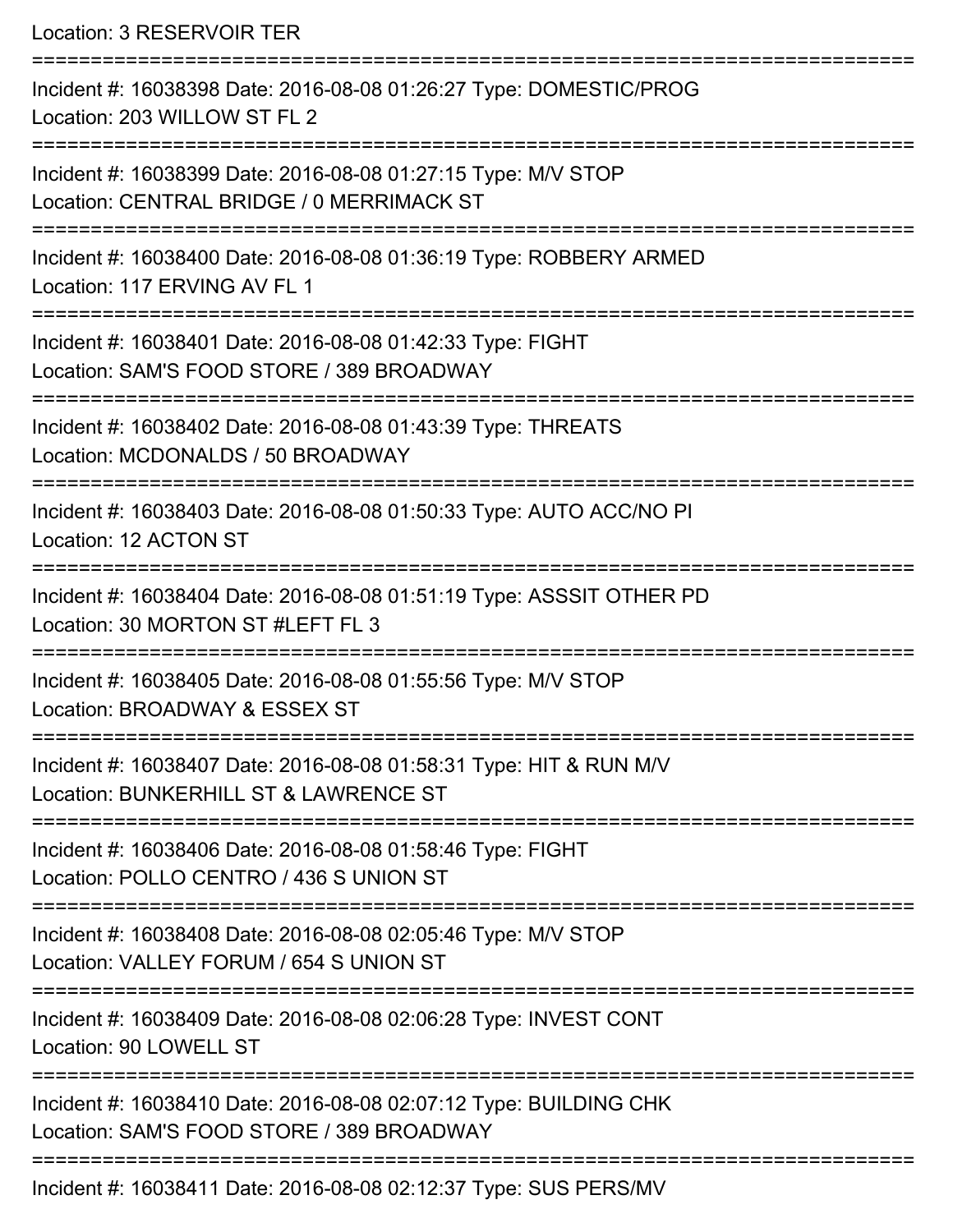Location: 3 RESERVOIR TER

===========================================================================

Incident #: 16038398 Date: 2016-08-08 01:26:27 Type: DOMESTIC/PROG
Location: 203 WILLOW ST FL 2

===========================================================================

Incident #: 16038399 Date: 2016-08-08 01:27:15 Type: M/V STOP
Location: CENTRAL BRIDGE / 0 MERRIMACK ST

===========================================================================

Incident #: 16038400 Date: 2016-08-08 01:36:19 Type: ROBBERY ARMED
Location: 117 ERVING AV FL 1

===========================================================================

Incident #: 16038401 Date: 2016-08-08 01:42:33 Type: FIGHT
Location: SAM'S FOOD STORE / 389 BROADWAY

===========================================================================

Incident #: 16038402 Date: 2016-08-08 01:43:39 Type: THREATS
Location: MCDONALDS / 50 BROADWAY

===========================================================================

Incident #: 16038403 Date: 2016-08-08 01:50:33 Type: AUTO ACC/NO PI
Location: 12 ACTON ST

===========================================================================

Incident #: 16038404 Date: 2016-08-08 01:51:19 Type: ASSSIT OTHER PD
Location: 30 MORTON ST #LEFT FL 3

===========================================================================

Incident #: 16038405 Date: 2016-08-08 01:55:56 Type: M/V STOP
Location: BROADWAY & ESSEX ST

===========================================================================

Incident #: 16038407 Date: 2016-08-08 01:58:31 Type: HIT & RUN M/V
Location: BUNKERHILL ST & LAWRENCE ST

===========================================================================

Incident #: 16038406 Date: 2016-08-08 01:58:46 Type: FIGHT
Location: POLLO CENTRO / 436 S UNION ST

===========================================================================

Incident #: 16038408 Date: 2016-08-08 02:05:46 Type: M/V STOP
Location: VALLEY FORUM / 654 S UNION ST

===========================================================================

Incident #: 16038409 Date: 2016-08-08 02:06:28 Type: INVEST CONT
Location: 90 LOWELL ST

===========================================================================

Incident #: 16038410 Date: 2016-08-08 02:07:12 Type: BUILDING CHK
Location: SAM'S FOOD STORE / 389 BROADWAY

===========================================================================

Incident #: 16038411 Date: 2016-08-08 02:12:37 Type: SUS PERS/MV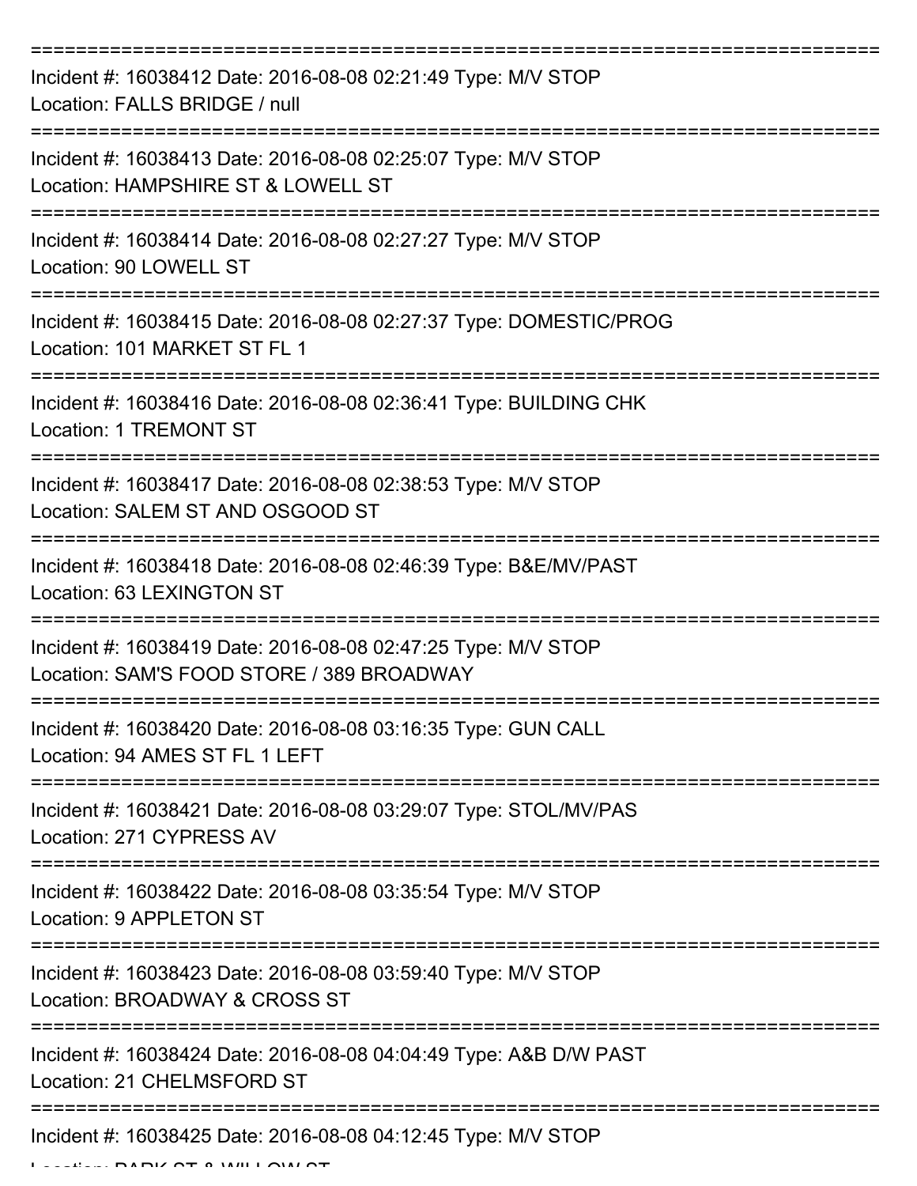===========================================================================

Incident #: 16038412 Date: 2016-08-08 02:21:49 Type: M/V STOP
Location: FALLS BRIDGE / null

===========================================================================

Incident #: 16038413 Date: 2016-08-08 02:25:07 Type: M/V STOP
Location: HAMPSHIRE ST & LOWELL ST

===========================================================================

Incident #: 16038414 Date: 2016-08-08 02:27:27 Type: M/V STOP
Location: 90 LOWELL ST

===========================================================================

Incident #: 16038415 Date: 2016-08-08 02:27:37 Type: DOMESTIC/PROG
Location: 101 MARKET ST FL 1

===========================================================================

Incident #: 16038416 Date: 2016-08-08 02:36:41 Type: BUILDING CHK
Location: 1 TREMONT ST

===========================================================================

Incident #: 16038417 Date: 2016-08-08 02:38:53 Type: M/V STOP
Location: SALEM ST AND OSGOOD ST

===========================================================================

Incident #: 16038418 Date: 2016-08-08 02:46:39 Type: B&E/MV/PAST
Location: 63 LEXINGTON ST

===========================================================================

Incident #: 16038419 Date: 2016-08-08 02:47:25 Type: M/V STOP
Location: SAM'S FOOD STORE / 389 BROADWAY

===========================================================================

Incident #: 16038420 Date: 2016-08-08 03:16:35 Type: GUN CALL
Location: 94 AMES ST FL 1 LEFT

===========================================================================

Incident #: 16038421 Date: 2016-08-08 03:29:07 Type: STOL/MV/PAS
Location: 271 CYPRESS AV

===========================================================================

Incident #: 16038422 Date: 2016-08-08 03:35:54 Type: M/V STOP
Location: 9 APPLETON ST

===========================================================================

Incident #: 16038423 Date: 2016-08-08 03:59:40 Type: M/V STOP
Location: BROADWAY & CROSS ST

===========================================================================

Incident #: 16038424 Date: 2016-08-08 04:04:49 Type: A&B D/W PAST
Location: 21 CHELMSFORD ST

===========================================================================

Incident #: 16038425 Date: 2016-08-08 04:12:45 Type: M/V STOP
Location: PARK ST & WILLOW ST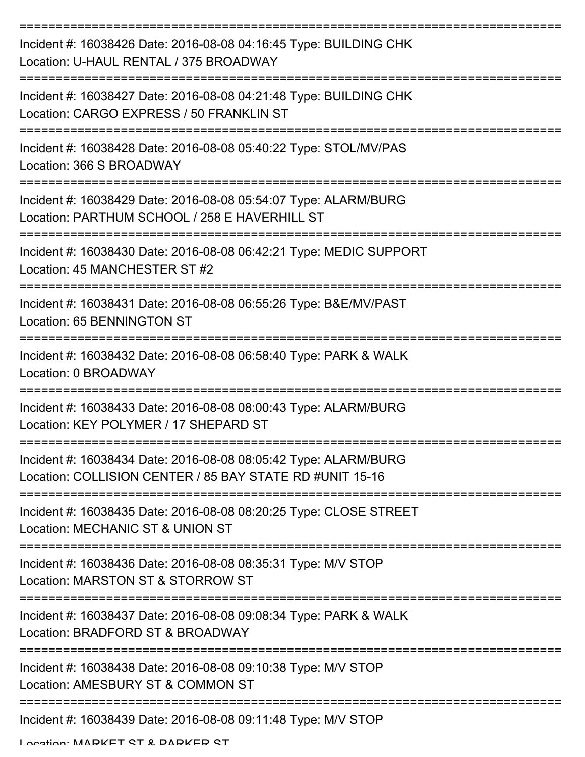===========================================================================

Incident #: 16038426 Date: 2016-08-08 04:16:45 Type: BUILDING CHK

Location: U-HAUL RENTAL / 375 BROADWAY

===========================================================================

Incident #: 16038427 Date: 2016-08-08 04:21:48 Type: BUILDING CHK

Location: CARGO EXPRESS / 50 FRANKLIN ST

===========================================================================

Incident #: 16038428 Date: 2016-08-08 05:40:22 Type: STOL/MV/PAS

Location: 366 S BROADWAY

===========================================================================

Incident #: 16038429 Date: 2016-08-08 05:54:07 Type: ALARM/BURG

Location: PARTHUM SCHOOL / 258 E HAVERHILL ST

===========================================================================

Incident #: 16038430 Date: 2016-08-08 06:42:21 Type: MEDIC SUPPORT

Location: 45 MANCHESTER ST #2

===========================================================================

Incident #: 16038431 Date: 2016-08-08 06:55:26 Type: B&E/MV/PAST

Location: 65 BENNINGTON ST

===========================================================================

Incident #: 16038432 Date: 2016-08-08 06:58:40 Type: PARK & WALK

Location: 0 BROADWAY

===========================================================================

Incident #: 16038433 Date: 2016-08-08 08:00:43 Type: ALARM/BURG

Location: KEY POLYMER / 17 SHEPARD ST

===========================================================================

Incident #: 16038434 Date: 2016-08-08 08:05:42 Type: ALARM/BURG

Location: COLLISION CENTER / 85 BAY STATE RD #UNIT 15-16

===========================================================================

Incident #: 16038435 Date: 2016-08-08 08:20:25 Type: CLOSE STREET

Location: MECHANIC ST & UNION ST

===========================================================================

Incident #: 16038436 Date: 2016-08-08 08:35:31 Type: M/V STOP

Location: MARSTON ST & STORROW ST

===========================================================================

Incident #: 16038437 Date: 2016-08-08 09:08:34 Type: PARK & WALK

Location: BRADFORD ST & BROADWAY

===========================================================================

Incident #: 16038438 Date: 2016-08-08 09:10:38 Type: M/V STOP

Location: AMESBURY ST & COMMON ST

===========================================================================

Incident #: 16038439 Date: 2016-08-08 09:11:48 Type: M/V STOP

Location: MARKET ST & PARKER ST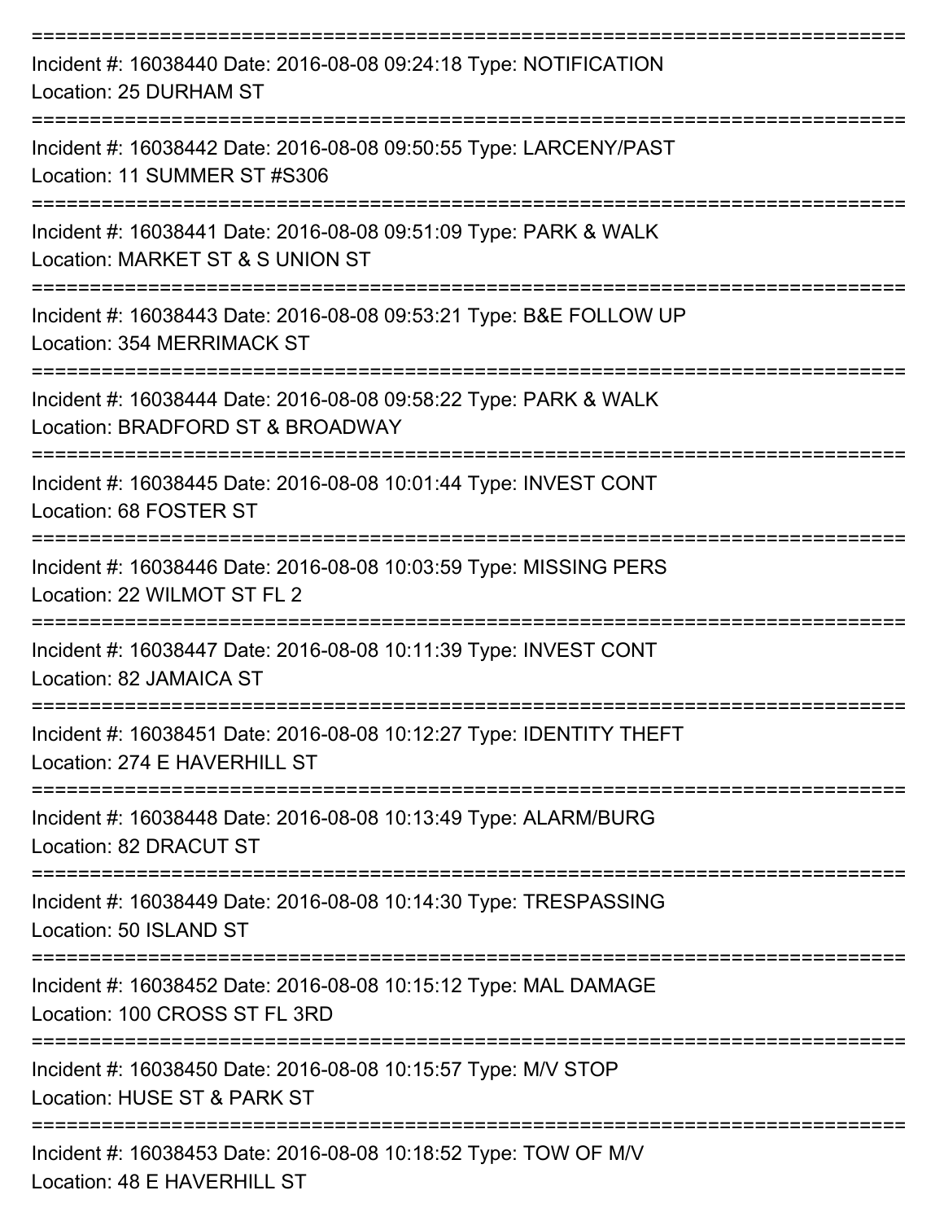Incident #: 16038440 Date: 2016-08-08 09:24:18 Type: NOTIFICATION
Location: 25 DURHAM ST

---

Incident #: 16038442 Date: 2016-08-08 09:50:55 Type: LARCENY/PAST
Location: 11 SUMMER ST #S306

---

Incident #: 16038441 Date: 2016-08-08 09:51:09 Type: PARK & WALK
Location: MARKET ST & S UNION ST

---

Incident #: 16038443 Date: 2016-08-08 09:53:21 Type: B&E FOLLOW UP
Location: 354 MERRIMACK ST

---

Incident #: 16038444 Date: 2016-08-08 09:58:22 Type: PARK & WALK
Location: BRADFORD ST & BROADWAY

---

Incident #: 16038445 Date: 2016-08-08 10:01:44 Type: INVEST CONT
Location: 68 FOSTER ST

---

Incident #: 16038446 Date: 2016-08-08 10:03:59 Type: MISSING PERS
Location: 22 WILMOT ST FL 2

---

Incident #: 16038447 Date: 2016-08-08 10:11:39 Type: INVEST CONT
Location: 82 JAMAICA ST

---

Incident #: 16038451 Date: 2016-08-08 10:12:27 Type: IDENTITY THEFT
Location: 274 E HAVERHILL ST

---

Incident #: 16038448 Date: 2016-08-08 10:13:49 Type: ALARM/BURG
Location: 82 DRACUT ST

---

Incident #: 16038449 Date: 2016-08-08 10:14:30 Type: TRESPASSING
Location: 50 ISLAND ST

---

Incident #: 16038452 Date: 2016-08-08 10:15:12 Type: MAL DAMAGE
Location: 100 CROSS ST FL 3RD

---

Incident #: 16038450 Date: 2016-08-08 10:15:57 Type: M/V STOP
Location: HUSE ST & PARK ST

---

Incident #: 16038453 Date: 2016-08-08 10:18:52 Type: TOW OF M/V
Location: 48 E HAVERHILL ST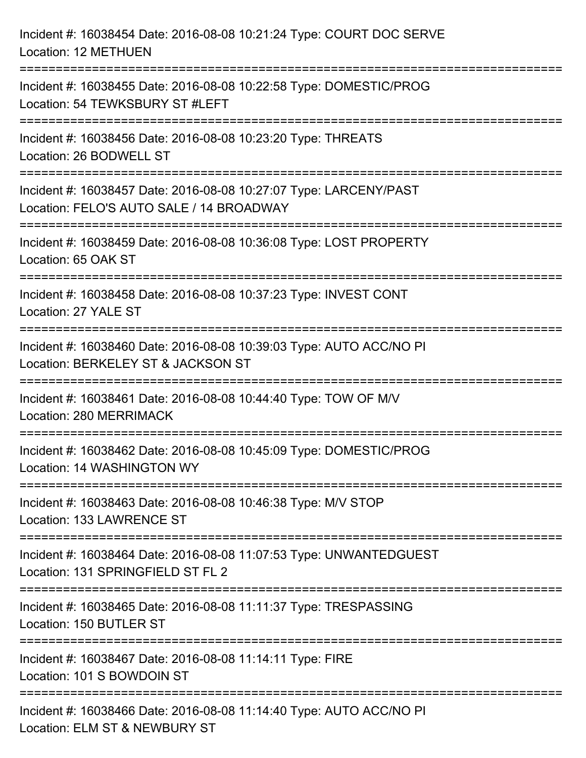Incident #: 16038454 Date: 2016-08-08 10:21:24 Type: COURT DOC SERVE
Location: 12 METHUEN

===========================================================================

Incident #: 16038455 Date: 2016-08-08 10:22:58 Type: DOMESTIC/PROG
Location: 54 TEWKSBURY ST #LEFT

===========================================================================

Incident #: 16038456 Date: 2016-08-08 10:23:20 Type: THREATS
Location: 26 BODWELL ST

===========================================================================

Incident #: 16038457 Date: 2016-08-08 10:27:07 Type: LARCENY/PAST
Location: FELO'S AUTO SALE / 14 BROADWAY

===========================================================================

Incident #: 16038459 Date: 2016-08-08 10:36:08 Type: LOST PROPERTY
Location: 65 OAK ST

===========================================================================

Incident #: 16038458 Date: 2016-08-08 10:37:23 Type: INVEST CONT
Location: 27 YALE ST

===========================================================================

Incident #: 16038460 Date: 2016-08-08 10:39:03 Type: AUTO ACC/NO PI
Location: BERKELEY ST & JACKSON ST

===========================================================================

Incident #: 16038461 Date: 2016-08-08 10:44:40 Type: TOW OF M/V
Location: 280 MERRIMACK

===========================================================================

Incident #: 16038462 Date: 2016-08-08 10:45:09 Type: DOMESTIC/PROG
Location: 14 WASHINGTON WY

===========================================================================

Incident #: 16038463 Date: 2016-08-08 10:46:38 Type: M/V STOP
Location: 133 LAWRENCE ST

===========================================================================

Incident #: 16038464 Date: 2016-08-08 11:07:53 Type: UNWANTEDGUEST
Location: 131 SPRINGFIELD ST FL 2

===========================================================================

Incident #: 16038465 Date: 2016-08-08 11:11:37 Type: TRESPASSING
Location: 150 BUTLER ST

===========================================================================

Incident #: 16038467 Date: 2016-08-08 11:14:11 Type: FIRE
Location: 101 S BOWDOIN ST

===========================================================================

Incident #: 16038466 Date: 2016-08-08 11:14:40 Type: AUTO ACC/NO PI
Location: ELM ST & NEWBURY ST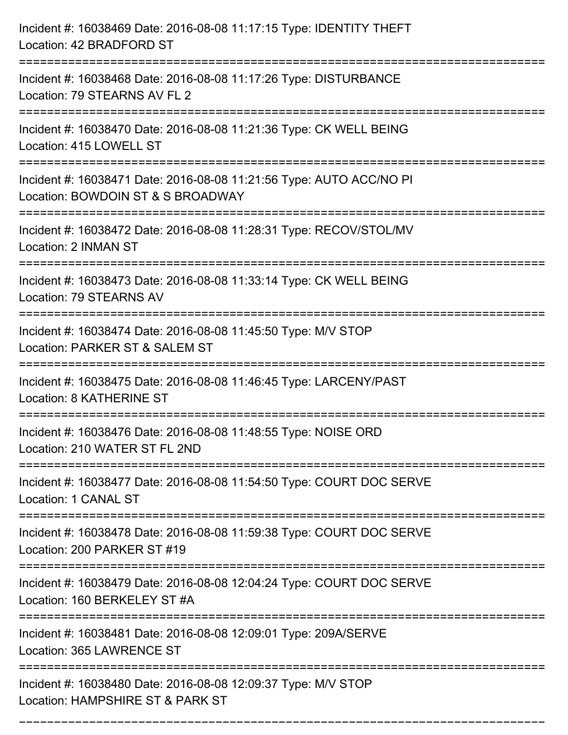Incident #: 16038469 Date: 2016-08-08 11:17:15 Type: IDENTITY THEFT
Location: 42 BRADFORD ST

===========================================================================

Incident #: 16038468 Date: 2016-08-08 11:17:26 Type: DISTURBANCE
Location: 79 STEARNS AV FL 2

===========================================================================

Incident #: 16038470 Date: 2016-08-08 11:21:36 Type: CK WELL BEING
Location: 415 LOWELL ST

===========================================================================

Incident #: 16038471 Date: 2016-08-08 11:21:56 Type: AUTO ACC/NO PI
Location: BOWDOIN ST & S BROADWAY

===========================================================================

Incident #: 16038472 Date: 2016-08-08 11:28:31 Type: RECOV/STOL/MV
Location: 2 INMAN ST

===========================================================================

Incident #: 16038473 Date: 2016-08-08 11:33:14 Type: CK WELL BEING
Location: 79 STEARNS AV

===========================================================================

Incident #: 16038474 Date: 2016-08-08 11:45:50 Type: M/V STOP
Location: PARKER ST & SALEM ST

===========================================================================

Incident #: 16038475 Date: 2016-08-08 11:46:45 Type: LARCENY/PAST
Location: 8 KATHERINE ST

===========================================================================

Incident #: 16038476 Date: 2016-08-08 11:48:55 Type: NOISE ORD
Location: 210 WATER ST FL 2ND

===========================================================================

Incident #: 16038477 Date: 2016-08-08 11:54:50 Type: COURT DOC SERVE
Location: 1 CANAL ST

===========================================================================

Incident #: 16038478 Date: 2016-08-08 11:59:38 Type: COURT DOC SERVE
Location: 200 PARKER ST #19

===========================================================================

Incident #: 16038479 Date: 2016-08-08 12:04:24 Type: COURT DOC SERVE
Location: 160 BERKELEY ST #A

===========================================================================

Incident #: 16038481 Date: 2016-08-08 12:09:01 Type: 209A/SERVE
Location: 365 LAWRENCE ST

===========================================================================

Incident #: 16038480 Date: 2016-08-08 12:09:37 Type: M/V STOP
Location: HAMPSHIRE ST & PARK ST

===========================================================================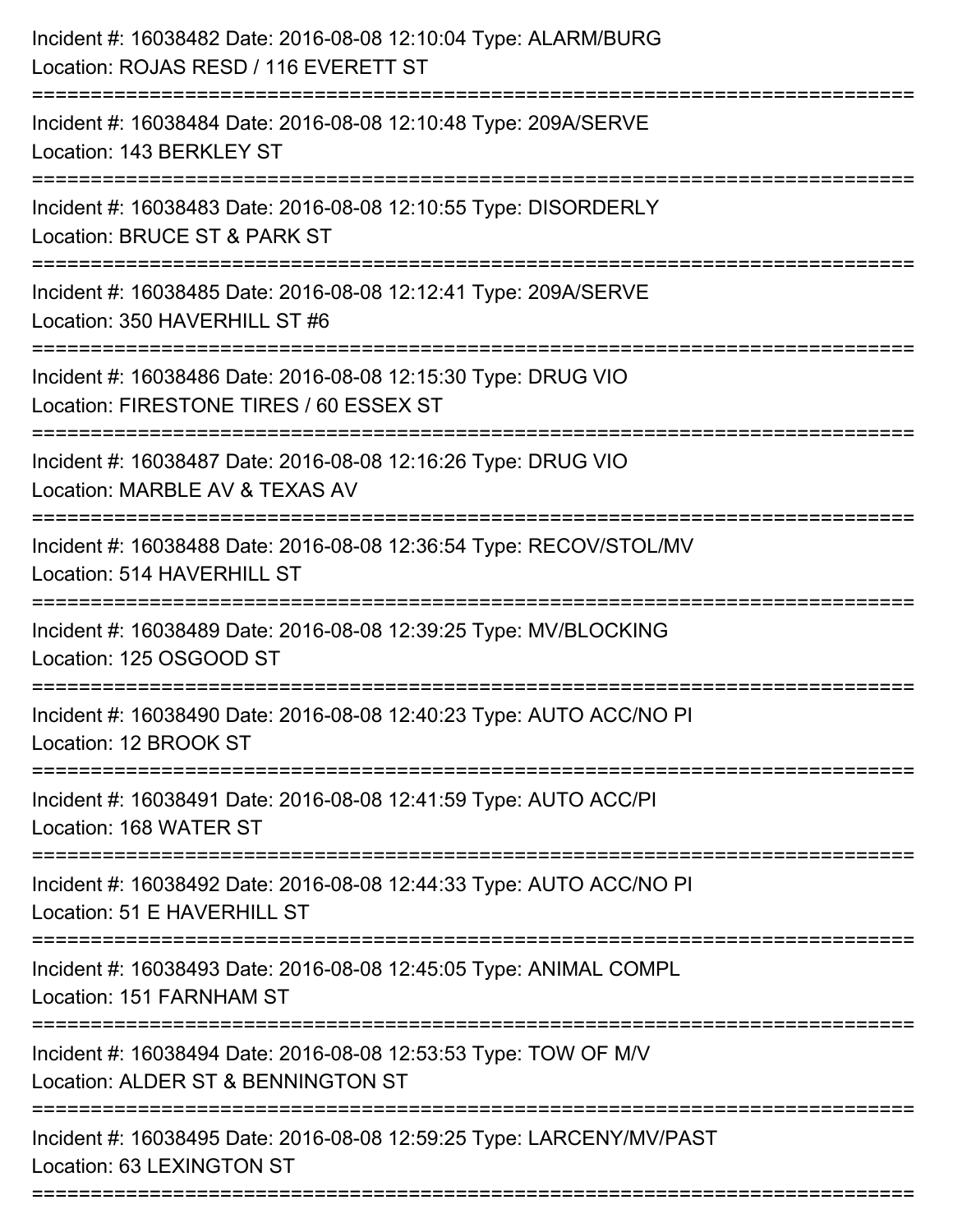Incident #: 16038482 Date: 2016-08-08 12:10:04 Type: ALARM/BURG
Location: ROJAS RESD / 116 EVERETT ST

===========================================================================

Incident #: 16038484 Date: 2016-08-08 12:10:48 Type: 209A/SERVE
Location: 143 BERKLEY ST

===========================================================================

Incident #: 16038483 Date: 2016-08-08 12:10:55 Type: DISORDERLY
Location: BRUCE ST & PARK ST

===========================================================================

Incident #: 16038485 Date: 2016-08-08 12:12:41 Type: 209A/SERVE
Location: 350 HAVERHILL ST #6

===========================================================================

Incident #: 16038486 Date: 2016-08-08 12:15:30 Type: DRUG VIO
Location: FIRESTONE TIRES / 60 ESSEX ST

===========================================================================

Incident #: 16038487 Date: 2016-08-08 12:16:26 Type: DRUG VIO
Location: MARBLE AV & TEXAS AV

===========================================================================

Incident #: 16038488 Date: 2016-08-08 12:36:54 Type: RECOV/STOL/MV
Location: 514 HAVERHILL ST

===========================================================================

Incident #: 16038489 Date: 2016-08-08 12:39:25 Type: MV/BLOCKING
Location: 125 OSGOOD ST

===========================================================================

Incident #: 16038490 Date: 2016-08-08 12:40:23 Type: AUTO ACC/NO PI
Location: 12 BROOK ST

===========================================================================

Incident #: 16038491 Date: 2016-08-08 12:41:59 Type: AUTO ACC/PI
Location: 168 WATER ST

===========================================================================

Incident #: 16038492 Date: 2016-08-08 12:44:33 Type: AUTO ACC/NO PI
Location: 51 E HAVERHILL ST

===========================================================================

Incident #: 16038493 Date: 2016-08-08 12:45:05 Type: ANIMAL COMPL
Location: 151 FARNHAM ST

===========================================================================

Incident #: 16038494 Date: 2016-08-08 12:53:53 Type: TOW OF M/V
Location: ALDER ST & BENNINGTON ST

===========================================================================

Incident #: 16038495 Date: 2016-08-08 12:59:25 Type: LARCENY/MV/PAST
Location: 63 LEXINGTON ST

===========================================================================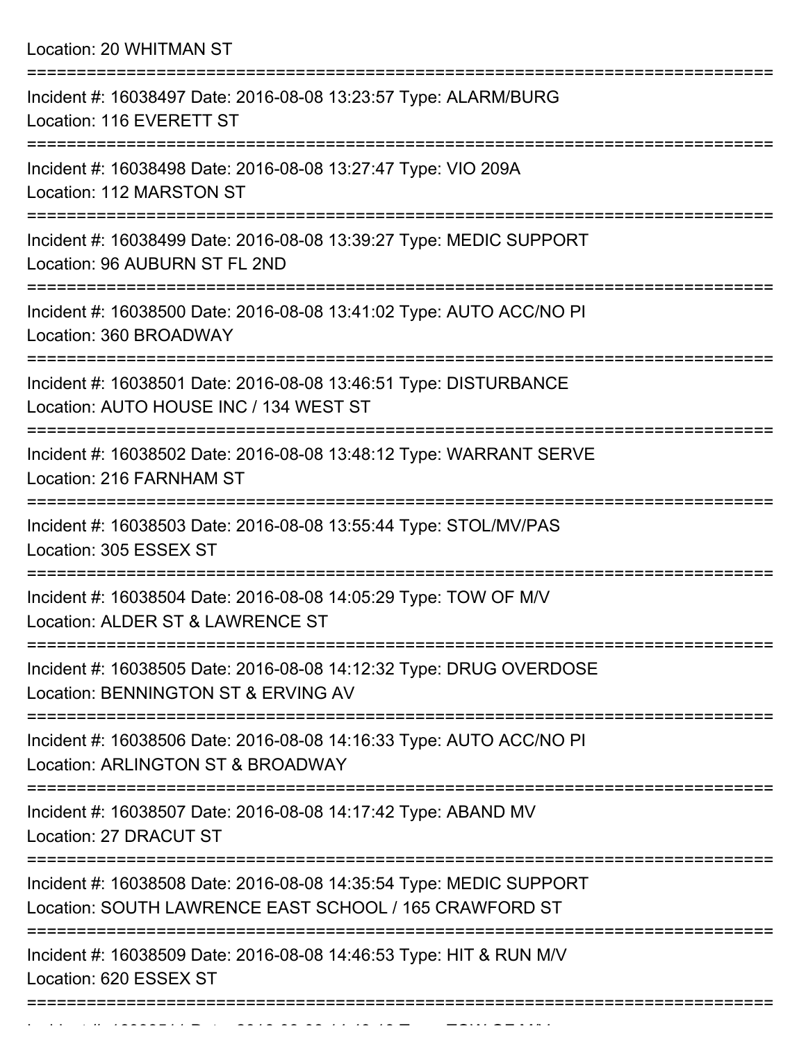Location: 20 WHITMAN ST

===========================================================================

Incident #: 16038497 Date: 2016-08-08 13:23:57 Type: ALARM/BURG
Location: 116 EVERETT ST

===========================================================================

Incident #: 16038498 Date: 2016-08-08 13:27:47 Type: VIO 209A
Location: 112 MARSTON ST

===========================================================================

Incident #: 16038499 Date: 2016-08-08 13:39:27 Type: MEDIC SUPPORT
Location: 96 AUBURN ST FL 2ND

===========================================================================

Incident #: 16038500 Date: 2016-08-08 13:41:02 Type: AUTO ACC/NO PI
Location: 360 BROADWAY

===========================================================================

Incident #: 16038501 Date: 2016-08-08 13:46:51 Type: DISTURBANCE
Location: AUTO HOUSE INC / 134 WEST ST

===========================================================================

Incident #: 16038502 Date: 2016-08-08 13:48:12 Type: WARRANT SERVE
Location: 216 FARNHAM ST

===========================================================================

Incident #: 16038503 Date: 2016-08-08 13:55:44 Type: STOL/MV/PAS
Location: 305 ESSEX ST

===========================================================================

Incident #: 16038504 Date: 2016-08-08 14:05:29 Type: TOW OF M/V
Location: ALDER ST & LAWRENCE ST

===========================================================================

Incident #: 16038505 Date: 2016-08-08 14:12:32 Type: DRUG OVERDOSE
Location: BENNINGTON ST & ERVING AV

===========================================================================

Incident #: 16038506 Date: 2016-08-08 14:16:33 Type: AUTO ACC/NO PI
Location: ARLINGTON ST & BROADWAY

===========================================================================

Incident #: 16038507 Date: 2016-08-08 14:17:42 Type: ABAND MV
Location: 27 DRACUT ST

===========================================================================

Incident #: 16038508 Date: 2016-08-08 14:35:54 Type: MEDIC SUPPORT
Location: SOUTH LAWRENCE EAST SCHOOL / 165 CRAWFORD ST

===========================================================================

Incident #: 16038509 Date: 2016-08-08 14:46:53 Type: HIT & RUN M/V
Location: 620 ESSEX ST

===========================================================================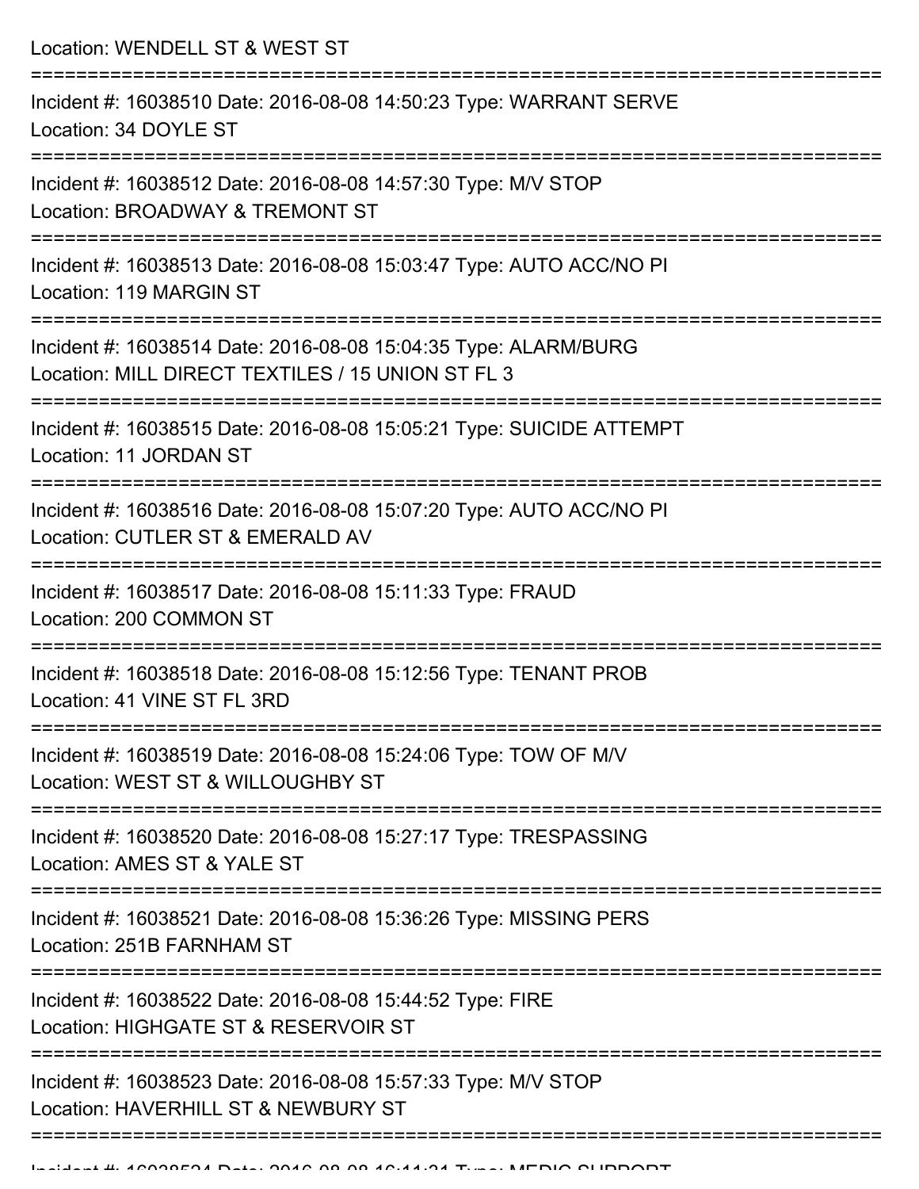Location: WENDELL ST & WEST ST

===========================================================================

Incident #: 16038510 Date: 2016-08-08 14:50:23 Type: WARRANT SERVE
Location: 34 DOYLE ST

===========================================================================

Incident #: 16038512 Date: 2016-08-08 14:57:30 Type: M/V STOP
Location: BROADWAY & TREMONT ST

===========================================================================

Incident #: 16038513 Date: 2016-08-08 15:03:47 Type: AUTO ACC/NO PI
Location: 119 MARGIN ST

===========================================================================

Incident #: 16038514 Date: 2016-08-08 15:04:35 Type: ALARM/BURG
Location: MILL DIRECT TEXTILES / 15 UNION ST FL 3

===========================================================================

Incident #: 16038515 Date: 2016-08-08 15:05:21 Type: SUICIDE ATTEMPT
Location: 11 JORDAN ST

===========================================================================

Incident #: 16038516 Date: 2016-08-08 15:07:20 Type: AUTO ACC/NO PI
Location: CUTLER ST & EMERALD AV

===========================================================================

Incident #: 16038517 Date: 2016-08-08 15:11:33 Type: FRAUD
Location: 200 COMMON ST

===========================================================================

Incident #: 16038518 Date: 2016-08-08 15:12:56 Type: TENANT PROB
Location: 41 VINE ST FL 3RD

===========================================================================

Incident #: 16038519 Date: 2016-08-08 15:24:06 Type: TOW OF M/V
Location: WEST ST & WILLOUGHBY ST

===========================================================================

Incident #: 16038520 Date: 2016-08-08 15:27:17 Type: TRESPASSING
Location: AMES ST & YALE ST

===========================================================================

Incident #: 16038521 Date: 2016-08-08 15:36:26 Type: MISSING PERS
Location: 251B FARNHAM ST

===========================================================================

Incident #: 16038522 Date: 2016-08-08 15:44:52 Type: FIRE
Location: HIGHGATE ST & RESERVOIR ST

===========================================================================

Incident #: 16038523 Date: 2016-08-08 15:57:33 Type: M/V STOP
Location: HAVERHILL ST & NEWBURY ST

===========================================================================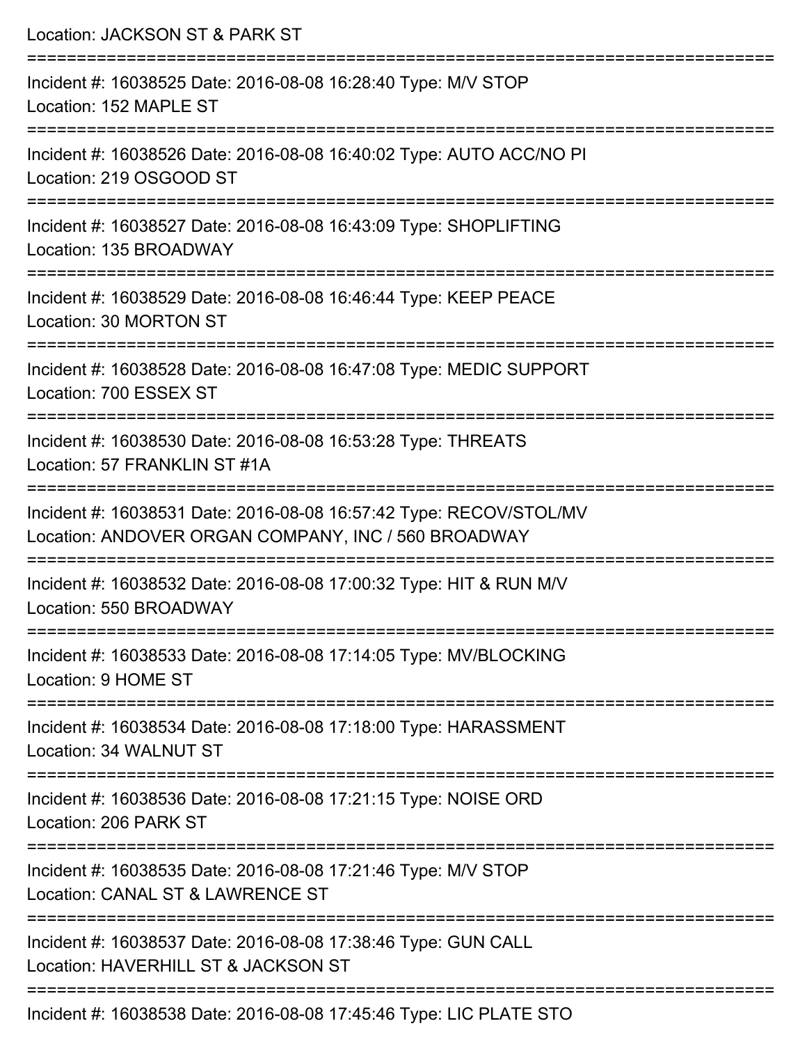Location: JACKSON ST & PARK ST

===========================================================================

Incident #: 16038525 Date: 2016-08-08 16:28:40 Type: M/V STOP

Location: 152 MAPLE ST

===========================================================================

Incident #: 16038526 Date: 2016-08-08 16:40:02 Type: AUTO ACC/NO PI

Location: 219 OSGOOD ST

===========================================================================

Incident #: 16038527 Date: 2016-08-08 16:43:09 Type: SHOPLIFTING

Location: 135 BROADWAY

===========================================================================

Incident #: 16038529 Date: 2016-08-08 16:46:44 Type: KEEP PEACE

Location: 30 MORTON ST

===========================================================================

Incident #: 16038528 Date: 2016-08-08 16:47:08 Type: MEDIC SUPPORT

Location: 700 ESSEX ST

===========================================================================

Incident #: 16038530 Date: 2016-08-08 16:53:28 Type: THREATS

Location: 57 FRANKLIN ST #1A

===========================================================================

Incident #: 16038531 Date: 2016-08-08 16:57:42 Type: RECOV/STOL/MV

Location: ANDOVER ORGAN COMPANY, INC / 560 BROADWAY

===========================================================================

Incident #: 16038532 Date: 2016-08-08 17:00:32 Type: HIT & RUN M/V

Location: 550 BROADWAY

===========================================================================

Incident #: 16038533 Date: 2016-08-08 17:14:05 Type: MV/BLOCKING

Location: 9 HOME ST

===========================================================================

Incident #: 16038534 Date: 2016-08-08 17:18:00 Type: HARASSMENT

Location: 34 WALNUT ST

===========================================================================

Incident #: 16038536 Date: 2016-08-08 17:21:15 Type: NOISE ORD

Location: 206 PARK ST

===========================================================================

Incident #: 16038535 Date: 2016-08-08 17:21:46 Type: M/V STOP

Location: CANAL ST & LAWRENCE ST

===========================================================================

Incident #: 16038537 Date: 2016-08-08 17:38:46 Type: GUN CALL

Location: HAVERHILL ST & JACKSON ST

===========================================================================

Incident #: 16038538 Date: 2016-08-08 17:45:46 Type: LIC PLATE STO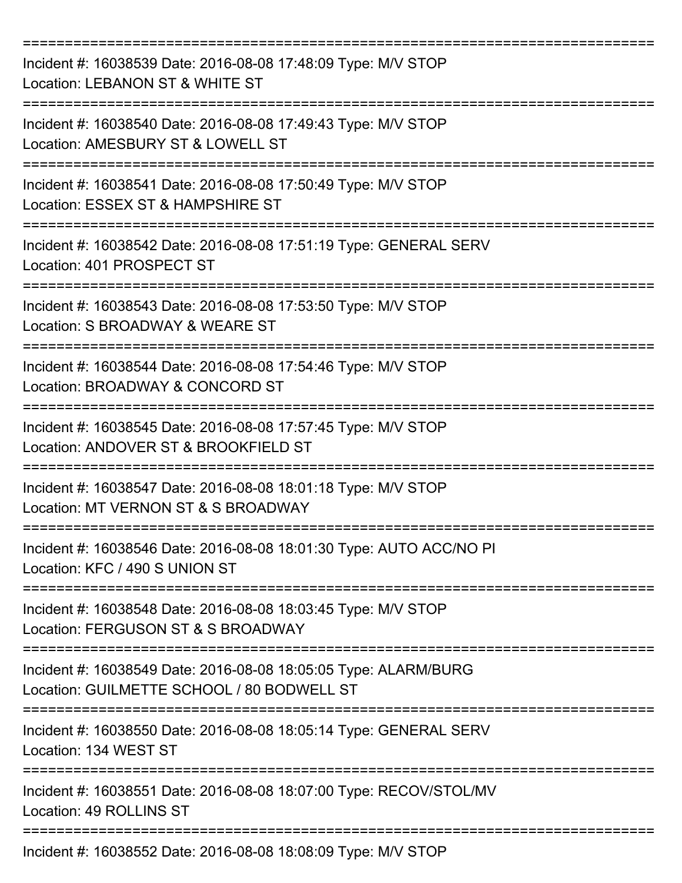===========================================================================

Incident #: 16038539 Date: 2016-08-08 17:48:09 Type: M/V STOP
Location: LEBANON ST & WHITE ST

===========================================================================

Incident #: 16038540 Date: 2016-08-08 17:49:43 Type: M/V STOP
Location: AMESBURY ST & LOWELL ST

===========================================================================

Incident #: 16038541 Date: 2016-08-08 17:50:49 Type: M/V STOP
Location: ESSEX ST & HAMPSHIRE ST

===========================================================================

Incident #: 16038542 Date: 2016-08-08 17:51:19 Type: GENERAL SERV
Location: 401 PROSPECT ST

===========================================================================

Incident #: 16038543 Date: 2016-08-08 17:53:50 Type: M/V STOP
Location: S BROADWAY & WEARE ST

===========================================================================

Incident #: 16038544 Date: 2016-08-08 17:54:46 Type: M/V STOP
Location: BROADWAY & CONCORD ST

===========================================================================

Incident #: 16038545 Date: 2016-08-08 17:57:45 Type: M/V STOP
Location: ANDOVER ST & BROOKFIELD ST

===========================================================================

Incident #: 16038547 Date: 2016-08-08 18:01:18 Type: M/V STOP
Location: MT VERNON ST & S BROADWAY

===========================================================================

Incident #: 16038546 Date: 2016-08-08 18:01:30 Type: AUTO ACC/NO PI
Location: KFC / 490 S UNION ST

===========================================================================

Incident #: 16038548 Date: 2016-08-08 18:03:45 Type: M/V STOP
Location: FERGUSON ST & S BROADWAY

===========================================================================

Incident #: 16038549 Date: 2016-08-08 18:05:05 Type: ALARM/BURG
Location: GUILMETTE SCHOOL / 80 BODWELL ST

===========================================================================

Incident #: 16038550 Date: 2016-08-08 18:05:14 Type: GENERAL SERV
Location: 134 WEST ST

===========================================================================

Incident #: 16038551 Date: 2016-08-08 18:07:00 Type: RECOV/STOL/MV
Location: 49 ROLLINS ST

===========================================================================

Incident #: 16038552 Date: 2016-08-08 18:08:09 Type: M/V STOP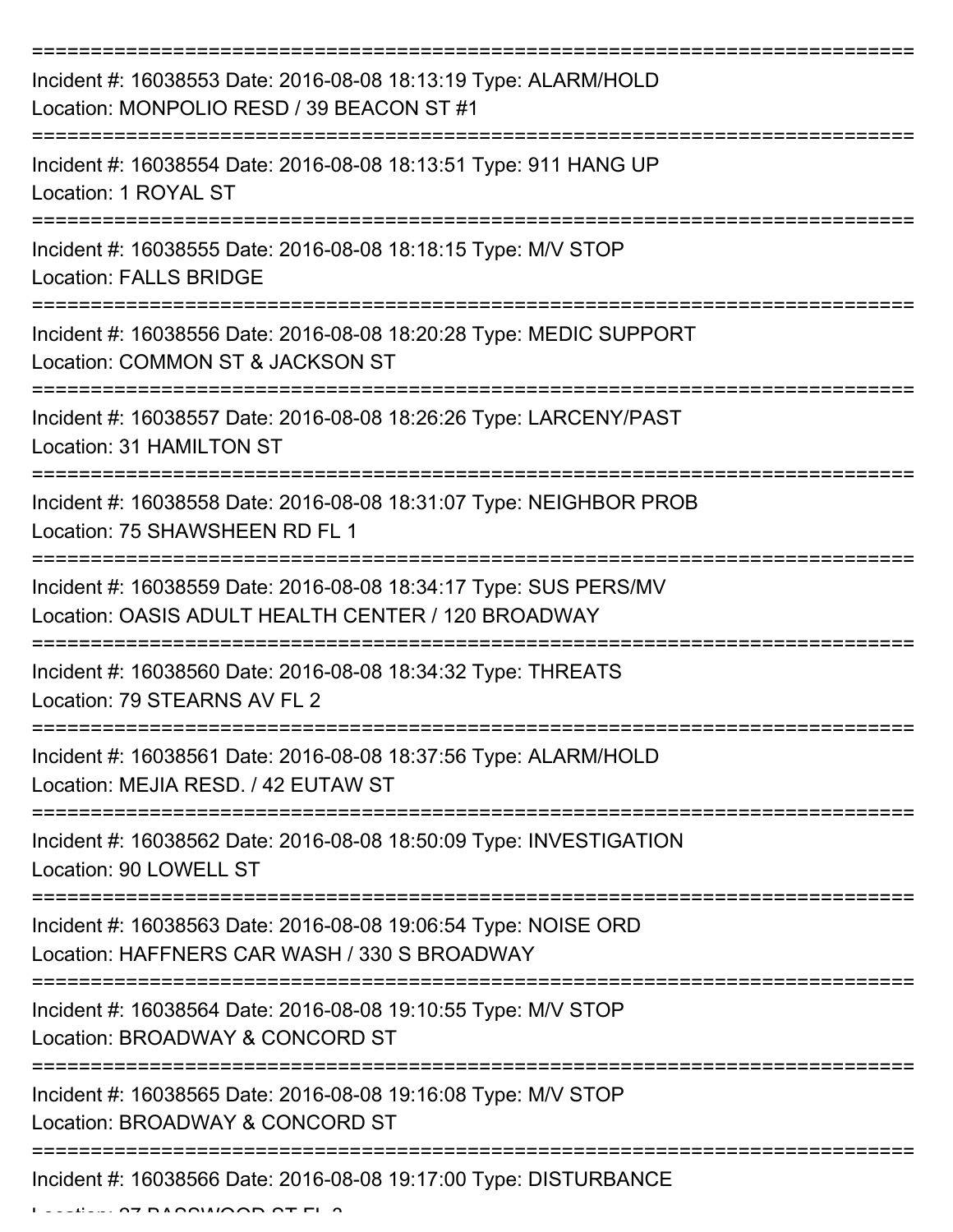Incident #: 16038553 Date: 2016-08-08 18:13:19 Type: ALARM/HOLD
Location: MONPOLIO RESD / 39 BEACON ST #1

Incident #: 16038554 Date: 2016-08-08 18:13:51 Type: 911 HANG UP
Location: 1 ROYAL ST

Incident #: 16038555 Date: 2016-08-08 18:18:15 Type: M/V STOP
Location: FALLS BRIDGE

Incident #: 16038556 Date: 2016-08-08 18:20:28 Type: MEDIC SUPPORT
Location: COMMON ST & JACKSON ST

Incident #: 16038557 Date: 2016-08-08 18:26:26 Type: LARCENY/PAST
Location: 31 HAMILTON ST

Incident #: 16038558 Date: 2016-08-08 18:31:07 Type: NEIGHBOR PROB
Location: 75 SHAWSHEEN RD FL 1

Incident #: 16038559 Date: 2016-08-08 18:34:17 Type: SUS PERS/MV
Location: OASIS ADULT HEALTH CENTER / 120 BROADWAY

Incident #: 16038560 Date: 2016-08-08 18:34:32 Type: THREATS
Location: 79 STEARNS AV FL 2

Incident #: 16038561 Date: 2016-08-08 18:37:56 Type: ALARM/HOLD
Location: MEJIA RESD. / 42 EUTAW ST

Incident #: 16038562 Date: 2016-08-08 18:50:09 Type: INVESTIGATION
Location: 90 LOWELL ST

Incident #: 16038563 Date: 2016-08-08 19:06:54 Type: NOISE ORD
Location: HAFFNERS CAR WASH / 330 S BROADWAY

Incident #: 16038564 Date: 2016-08-08 19:10:55 Type: M/V STOP
Location: BROADWAY & CONCORD ST

Incident #: 16038565 Date: 2016-08-08 19:16:08 Type: M/V STOP
Location: BROADWAY & CONCORD ST

Incident #: 16038566 Date: 2016-08-08 19:17:00 Type: DISTURBANCE
Location: 27 BASSWOOD ST FL 2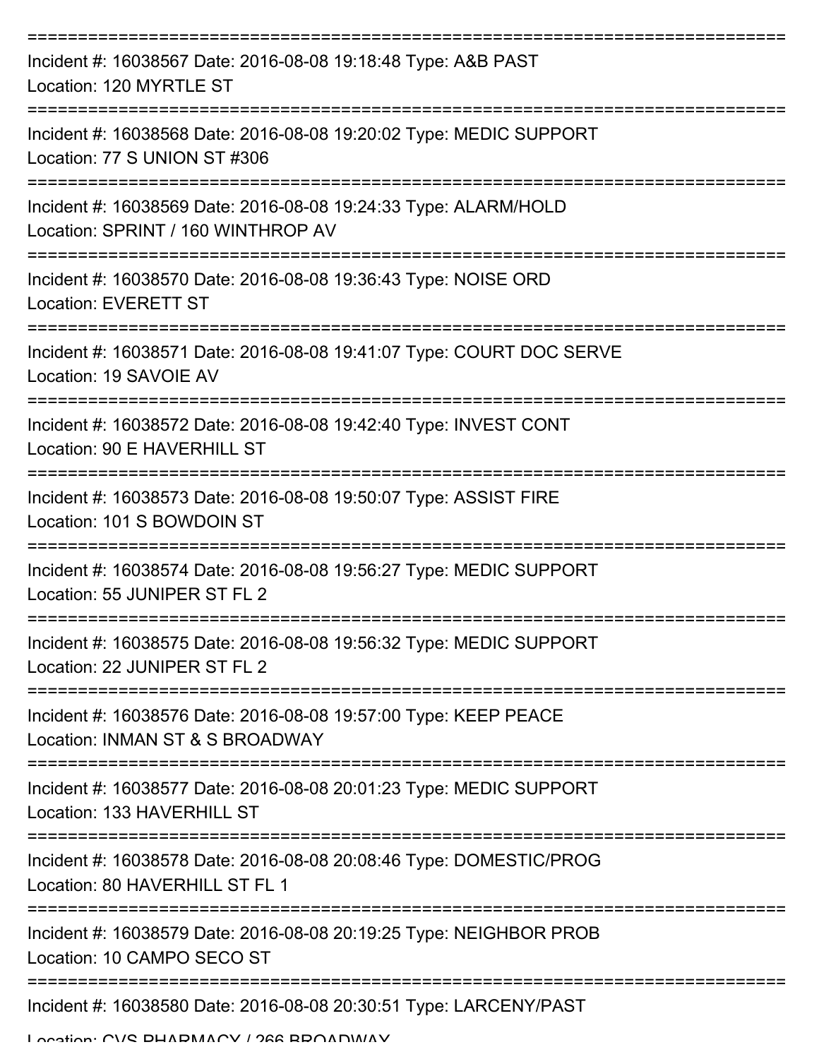===========================================================================

Incident #: 16038567 Date: 2016-08-08 19:18:48 Type: A&B PAST
Location: 120 MYRTLE ST

===========================================================================

Incident #: 16038568 Date: 2016-08-08 19:20:02 Type: MEDIC SUPPORT
Location: 77 S UNION ST #306

===========================================================================

Incident #: 16038569 Date: 2016-08-08 19:24:33 Type: ALARM/HOLD
Location: SPRINT / 160 WINTHROP AV

===========================================================================

Incident #: 16038570 Date: 2016-08-08 19:36:43 Type: NOISE ORD
Location: EVERETT ST

===========================================================================

Incident #: 16038571 Date: 2016-08-08 19:41:07 Type: COURT DOC SERVE
Location: 19 SAVOIE AV

===========================================================================

Incident #: 16038572 Date: 2016-08-08 19:42:40 Type: INVEST CONT
Location: 90 E HAVERHILL ST

===========================================================================

Incident #: 16038573 Date: 2016-08-08 19:50:07 Type: ASSIST FIRE
Location: 101 S BOWDOIN ST

===========================================================================

Incident #: 16038574 Date: 2016-08-08 19:56:27 Type: MEDIC SUPPORT
Location: 55 JUNIPER ST FL 2

===========================================================================

Incident #: 16038575 Date: 2016-08-08 19:56:32 Type: MEDIC SUPPORT
Location: 22 JUNIPER ST FL 2

===========================================================================

Incident #: 16038576 Date: 2016-08-08 19:57:00 Type: KEEP PEACE
Location: INMAN ST & S BROADWAY

===========================================================================

Incident #: 16038577 Date: 2016-08-08 20:01:23 Type: MEDIC SUPPORT
Location: 133 HAVERHILL ST

===========================================================================

Incident #: 16038578 Date: 2016-08-08 20:08:46 Type: DOMESTIC/PROG
Location: 80 HAVERHILL ST FL 1

===========================================================================

Incident #: 16038579 Date: 2016-08-08 20:19:25 Type: NEIGHBOR PROB
Location: 10 CAMPO SECO ST

===========================================================================

Incident #: 16038580 Date: 2016-08-08 20:30:51 Type: LARCENY/PAST
Location: CVS PHARMACY / 266 BROADWAY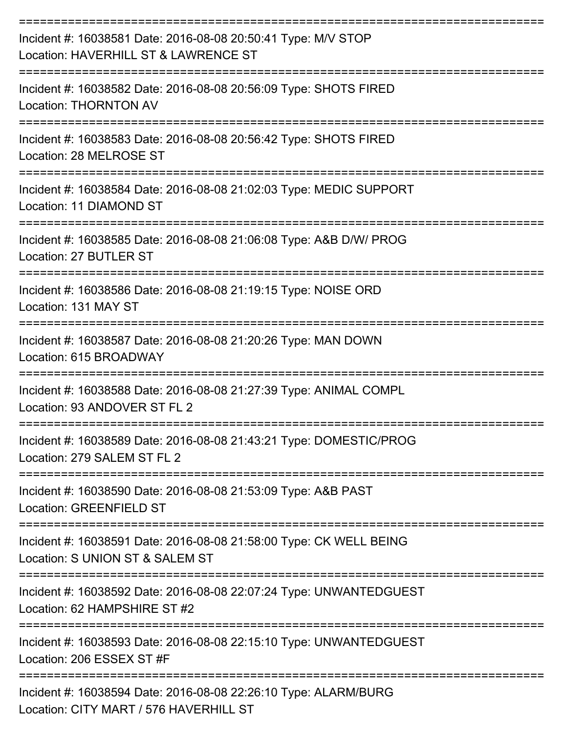===========================================================================
Incident #: 16038581 Date: 2016-08-08 20:50:41 Type: M/V STOP
Location: HAVERHILL ST & LAWRENCE ST
===========================================================================
Incident #: 16038582 Date: 2016-08-08 20:56:09 Type: SHOTS FIRED
Location: THORNTON AV
===========================================================================
Incident #: 16038583 Date: 2016-08-08 20:56:42 Type: SHOTS FIRED
Location: 28 MELROSE ST
===========================================================================
Incident #: 16038584 Date: 2016-08-08 21:02:03 Type: MEDIC SUPPORT
Location: 11 DIAMOND ST
===========================================================================
Incident #: 16038585 Date: 2016-08-08 21:06:08 Type: A&B D/W/ PROG
Location: 27 BUTLER ST
===========================================================================
Incident #: 16038586 Date: 2016-08-08 21:19:15 Type: NOISE ORD
Location: 131 MAY ST
===========================================================================
Incident #: 16038587 Date: 2016-08-08 21:20:26 Type: MAN DOWN
Location: 615 BROADWAY
===========================================================================
Incident #: 16038588 Date: 2016-08-08 21:27:39 Type: ANIMAL COMPL
Location: 93 ANDOVER ST FL 2
===========================================================================
Incident #: 16038589 Date: 2016-08-08 21:43:21 Type: DOMESTIC/PROG
Location: 279 SALEM ST FL 2
===========================================================================
Incident #: 16038590 Date: 2016-08-08 21:53:09 Type: A&B PAST
Location: GREENFIELD ST
===========================================================================
Incident #: 16038591 Date: 2016-08-08 21:58:00 Type: CK WELL BEING
Location: S UNION ST & SALEM ST
===========================================================================
Incident #: 16038592 Date: 2016-08-08 22:07:24 Type: UNWANTEDGUEST
Location: 62 HAMPSHIRE ST #2
===========================================================================
Incident #: 16038593 Date: 2016-08-08 22:15:10 Type: UNWANTEDGUEST
Location: 206 ESSEX ST #F
===========================================================================
Incident #: 16038594 Date: 2016-08-08 22:26:10 Type: ALARM/BURG
Location: CITY MART / 576 HAVERHILL ST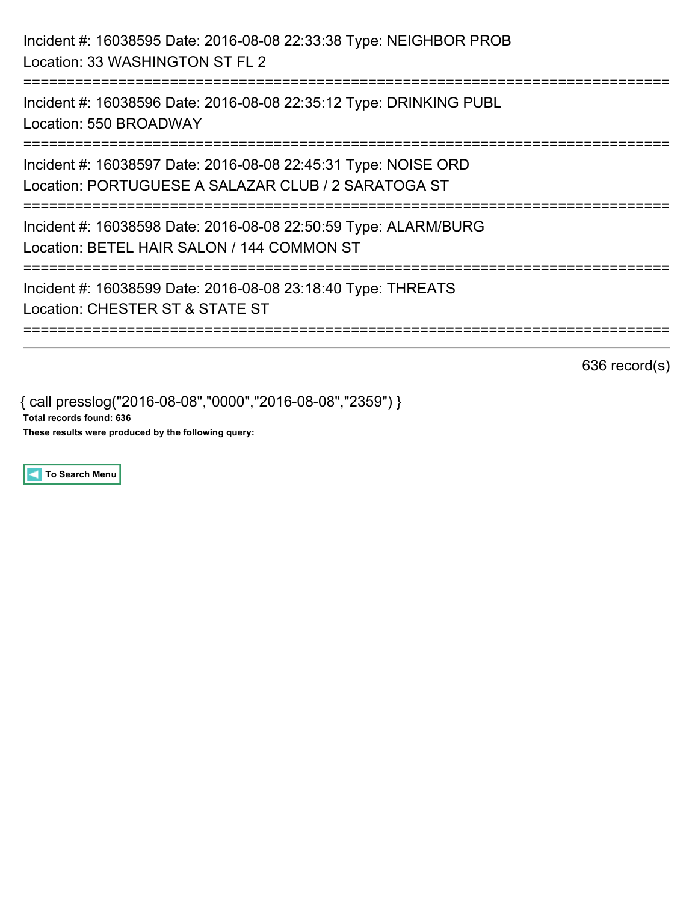Incident #: 16038595 Date: 2016-08-08 22:33:38 Type: NEIGHBOR PROB
Location: 33 WASHINGTON ST FL 2

===========================================================================

Incident #: 16038596 Date: 2016-08-08 22:35:12 Type: DRINKING PUBL
Location: 550 BROADWAY

===========================================================================

Incident #: 16038597 Date: 2016-08-08 22:45:31 Type: NOISE ORD
Location: PORTUGUESE A SALAZAR CLUB / 2 SARATOGA ST

===========================================================================

Incident #: 16038598 Date: 2016-08-08 22:50:59 Type: ALARM/BURG
Location: BETEL HAIR SALON / 144 COMMON ST

===========================================================================

Incident #: 16038599 Date: 2016-08-08 23:18:40 Type: THREATS
Location: CHESTER ST & STATE ST

===========================================================================

636 record(s)

{ call presslog("2016-08-08","0000","2016-08-08","2359") }

**Total records found: 636**

**These results were produced by the following query:**

To Search Menu